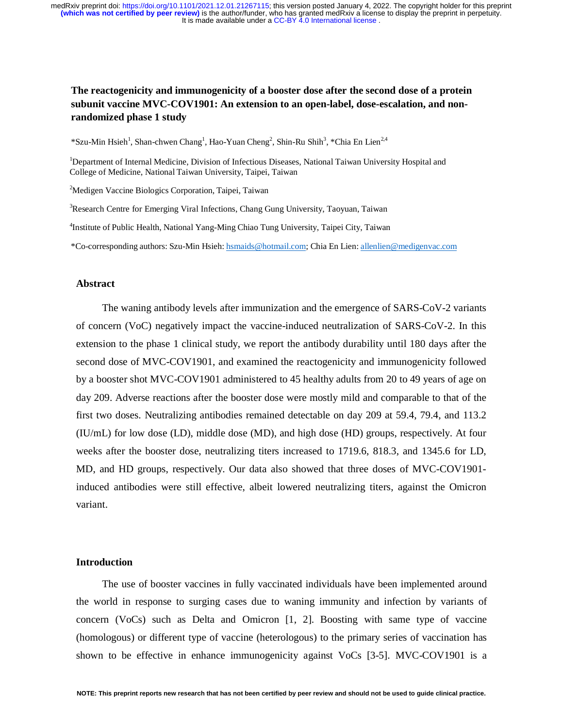# The reactogenicity and immunogenicity of a booster dose after the second dose of a protein subunit vaccine MVC-COV1901: An extension to an open-label, dose-escalation, and non-randomized phase 1 study

*Szu-Min Hsieh[1], Shan-chwen Chang[1], Hao-Yuan Cheng[2], Shin-Ru Shih[3], *Chia En Lien[2,4]

[1]Department of Internal Medicine, Division of Infectious Diseases, National Taiwan University Hospital and College of Medicine, National Taiwan University, Taipei, Taiwan

[2]Medigen Vaccine Biologics Corporation, Taipei, Taiwan

[3]Research Centre for Emerging Viral Infections, Chang Gung University, Taoyuan, Taiwan

[4]Institute of Public Health, National Yang-Ming Chiao Tung University, Taipei City, Taiwan

*Co-corresponding authors: Szu-Min Hsieh: hsmaids@hotmail.com; Chia En Lien: allenlien@medigenvac.com

## Abstract

The waning antibody levels after immunization and the emergence of SARS-CoV-2 variants of concern (VoC) negatively impact the vaccine-induced neutralization of SARS-CoV-2. In this extension to the phase 1 clinical study, we report the antibody durability until 180 days after the second dose of MVC-COV1901, and examined the reactogenicity and immunogenicity followed by a booster shot MVC-COV1901 administered to 45 healthy adults from 20 to 49 years of age on day 209. Adverse reactions after the booster dose were mostly mild and comparable to that of the first two doses. Neutralizing antibodies remained detectable on day 209 at 59.4, 79.4, and 113.2 (IU/mL) for low dose (LD), middle dose (MD), and high dose (HD) groups, respectively. At four weeks after the booster dose, neutralizing titers increased to 1719.6, 818.3, and 1345.6 for LD, MD, and HD groups, respectively. Our data also showed that three doses of MVC-COV1901-induced antibodies were still effective, albeit lowered neutralizing titers, against the Omicron variant.

## Introduction

The use of booster vaccines in fully vaccinated individuals have been implemented around the world in response to surging cases due to waning immunity and infection by variants of concern (VoCs) such as Delta and Omicron [1, 2]. Boosting with same type of vaccine (homologous) or different type of vaccine (heterologous) to the primary series of vaccination has shown to be effective in enhance immunogenicity against VoCs [3-5]. MVC-COV1901 is a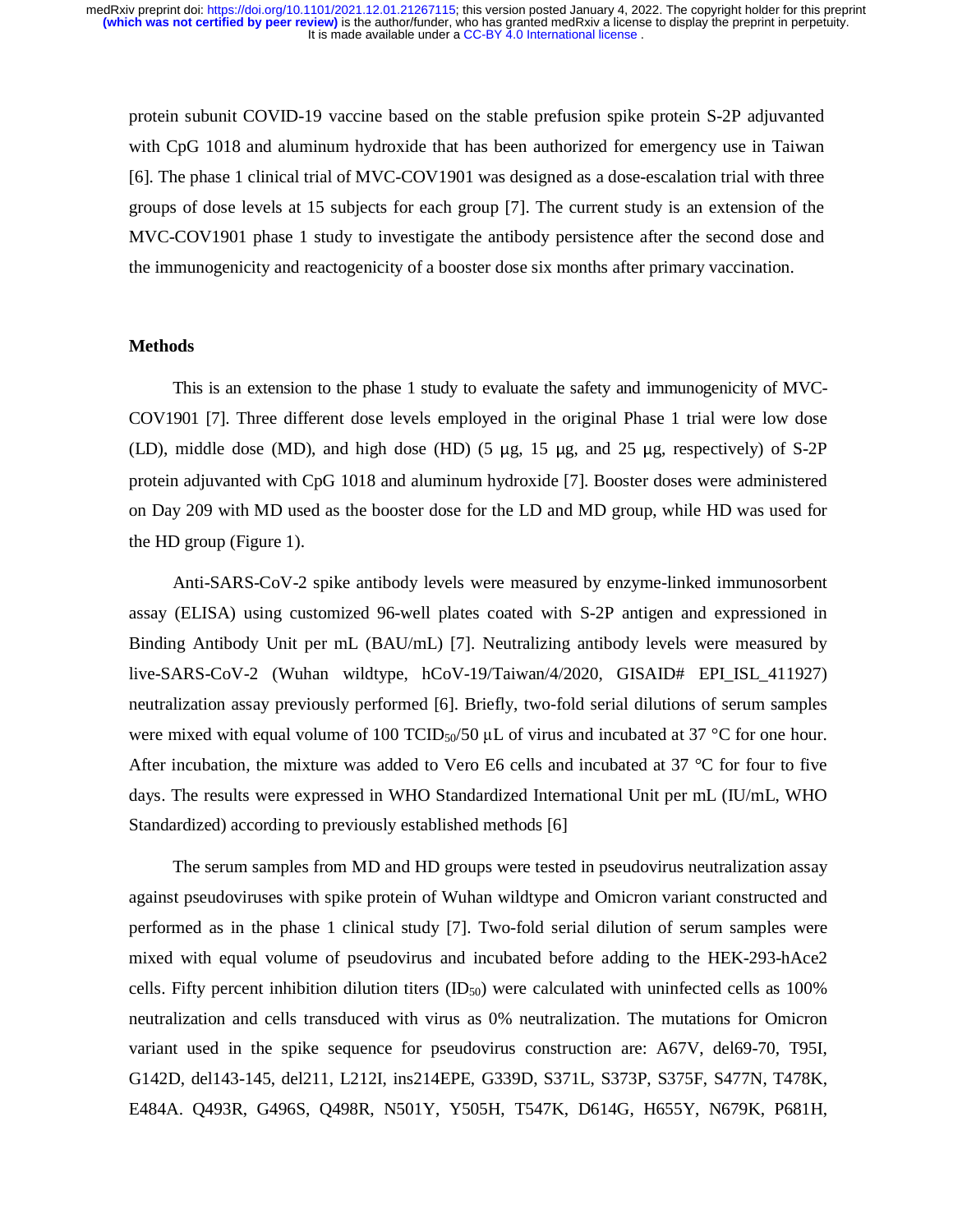protein subunit COVID-19 vaccine based on the stable prefusion spike protein S-2P adjuvanted with CpG 1018 and aluminum hydroxide that has been authorized for emergency use in Taiwan [6]. The phase 1 clinical trial of MVC-COV1901 was designed as a dose-escalation trial with three groups of dose levels at 15 subjects for each group [7]. The current study is an extension of the MVC-COV1901 phase 1 study to investigate the antibody persistence after the second dose and the immunogenicity and reactogenicity of a booster dose six months after primary vaccination.

## Methods

This is an extension to the phase 1 study to evaluate the safety and immunogenicity of MVC-COV1901 [7]. Three different dose levels employed in the original Phase 1 trial were low dose (LD), middle dose (MD), and high dose (HD) (5 μg, 15 μg, and 25 μg, respectively) of S-2P protein adjuvanted with CpG 1018 and aluminum hydroxide [7]. Booster doses were administered on Day 209 with MD used as the booster dose for the LD and MD group, while HD was used for the HD group (Figure 1).

Anti-SARS-CoV-2 spike antibody levels were measured by enzyme-linked immunosorbent assay (ELISA) using customized 96-well plates coated with S-2P antigen and expressioned in Binding Antibody Unit per mL (BAU/mL) [7]. Neutralizing antibody levels were measured by live-SARS-CoV-2 (Wuhan wildtype, hCoV-19/Taiwan/4/2020, GISAID# EPI_ISL_411927) neutralization assay previously performed [6]. Briefly, two-fold serial dilutions of serum samples were mixed with equal volume of 100 $TCID_{50}$/50 μL of virus and incubated at 37 °C for one hour. After incubation, the mixture was added to Vero E6 cells and incubated at 37 °C for four to five days. The results were expressed in WHO Standardized International Unit per mL (IU/mL, WHO Standardized) according to previously established methods [6]

The serum samples from MD and HD groups were tested in pseudovirus neutralization assay against pseudoviruses with spike protein of Wuhan wildtype and Omicron variant constructed and performed as in the phase 1 clinical study [7]. Two-fold serial dilution of serum samples were mixed with equal volume of pseudovirus and incubated before adding to the HEK-293-hAce2 cells. Fifty percent inhibition dilution titers ($ID_{50}$) were calculated with uninfected cells as 100% neutralization and cells transduced with virus as 0% neutralization. The mutations for Omicron variant used in the spike sequence for pseudovirus construction are: A67V, del69-70, T95I, G142D, del143-145, del211, L212I, ins214EPE, G339D, S371L, S373P, S375F, S477N, T478K, E484A. Q493R, G496S, Q498R, N501Y, Y505H, T547K, D614G, H655Y, N679K, P681H,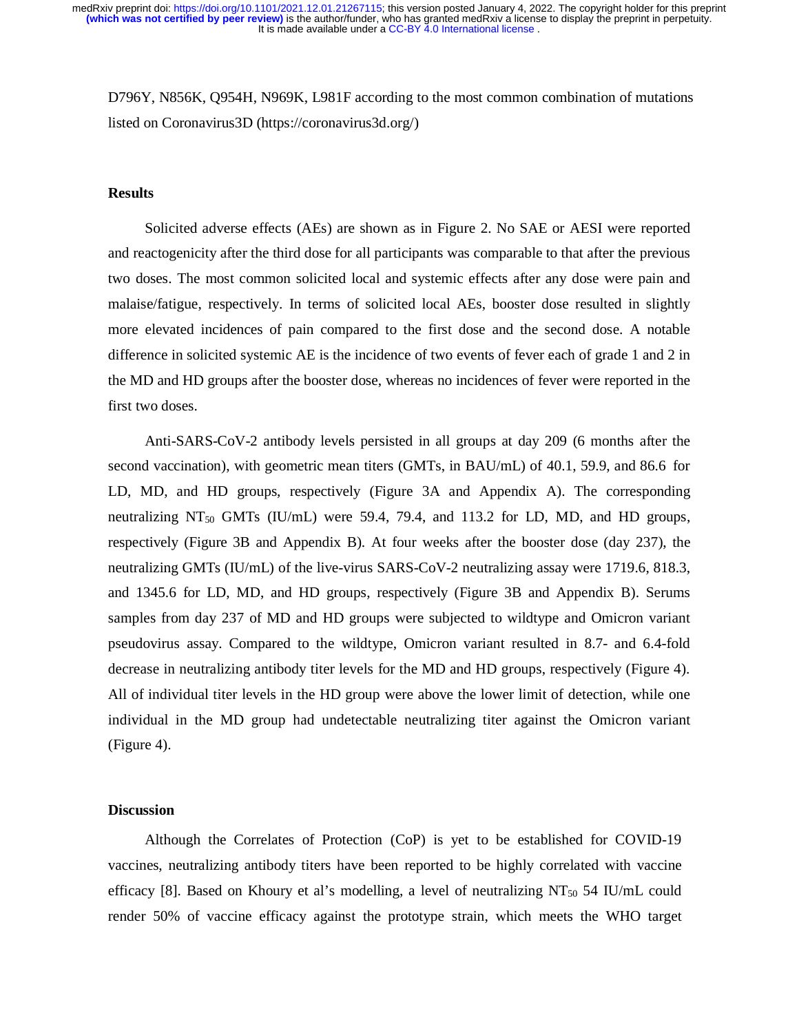D796Y, N856K, Q954H, N969K, L981F according to the most common combination of mutations listed on Coronavirus3D (https://coronavirus3d.org/)

## Results

Solicited adverse effects (AEs) are shown as in Figure 2. No SAE or AESI were reported and reactogenicity after the third dose for all participants was comparable to that after the previous two doses. The most common solicited local and systemic effects after any dose were pain and malaise/fatigue, respectively. In terms of solicited local AEs, booster dose resulted in slightly more elevated incidences of pain compared to the first dose and the second dose. A notable difference in solicited systemic AE is the incidence of two events of fever each of grade 1 and 2 in the MD and HD groups after the booster dose, whereas no incidences of fever were reported in the first two doses.

Anti-SARS-CoV-2 antibody levels persisted in all groups at day 209 (6 months after the second vaccination), with geometric mean titers (GMTs, in BAU/mL) of 40.1, 59.9, and 86.6 for LD, MD, and HD groups, respectively (Figure 3A and Appendix A). The corresponding neutralizing $NT_{50}$ GMTs (IU/mL) were 59.4, 79.4, and 113.2 for LD, MD, and HD groups, respectively (Figure 3B and Appendix B). At four weeks after the booster dose (day 237), the neutralizing GMTs (IU/mL) of the live-virus SARS-CoV-2 neutralizing assay were 1719.6, 818.3, and 1345.6 for LD, MD, and HD groups, respectively (Figure 3B and Appendix B). Serums samples from day 237 of MD and HD groups were subjected to wildtype and Omicron variant pseudovirus assay. Compared to the wildtype, Omicron variant resulted in 8.7- and 6.4-fold decrease in neutralizing antibody titer levels for the MD and HD groups, respectively (Figure 4). All of individual titer levels in the HD group were above the lower limit of detection, while one individual in the MD group had undetectable neutralizing titer against the Omicron variant (Figure 4).

## Discussion

Although the Correlates of Protection (CoP) is yet to be established for COVID-19 vaccines, neutralizing antibody titers have been reported to be highly correlated with vaccine efficacy [8]. Based on Khoury et al's modelling, a level of neutralizing $NT_{50}$ 54 IU/mL could render 50% of vaccine efficacy against the prototype strain, which meets the WHO target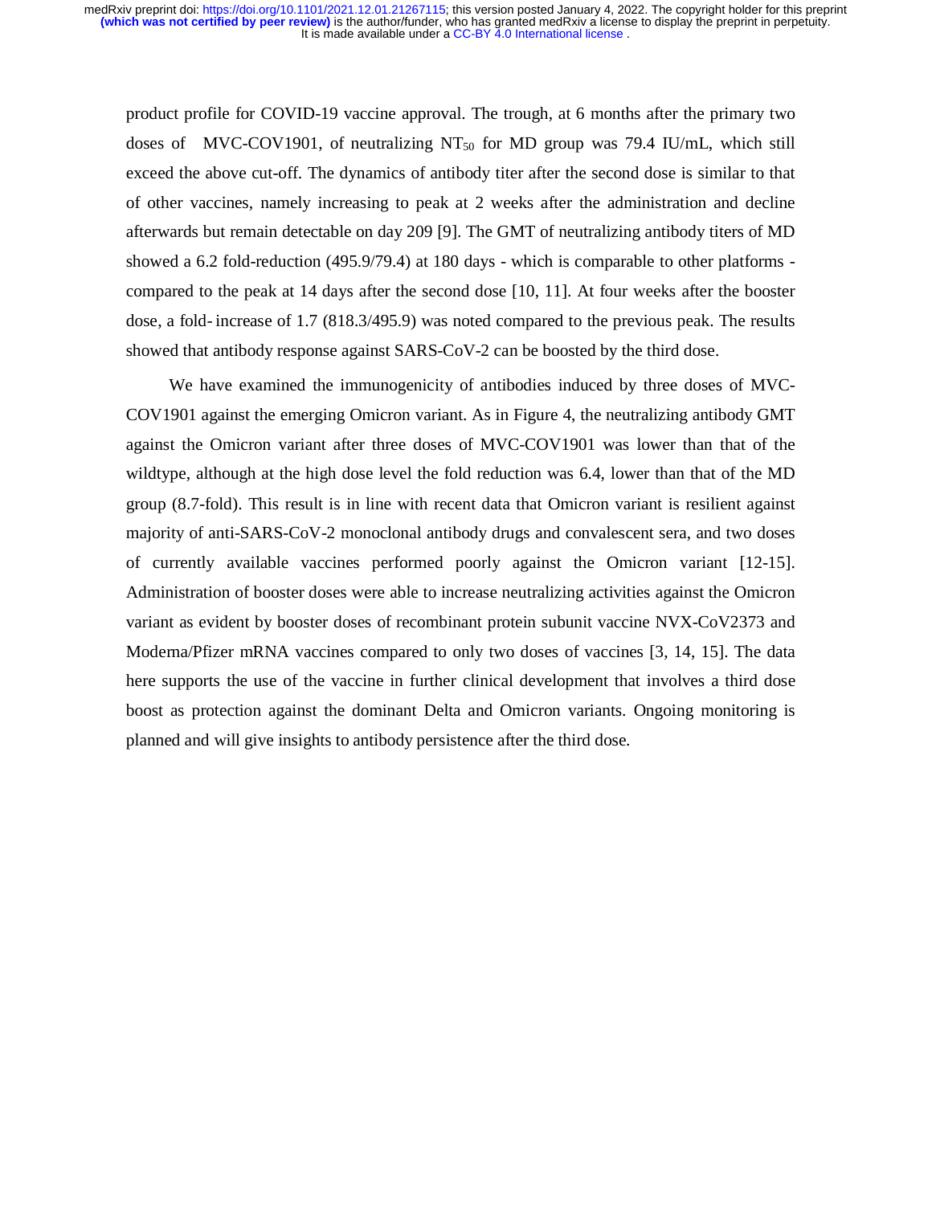product profile for COVID-19 vaccine approval. The trough, at 6 months after the primary two doses of MVC-COV1901, of neutralizing $NT_{50}$ for MD group was 79.4 IU/mL, which still exceed the above cut-off. The dynamics of antibody titer after the second dose is similar to that of other vaccines, namely increasing to peak at 2 weeks after the administration and decline afterwards but remain detectable on day 209 [9]. The GMT of neutralizing antibody titers of MD showed a 6.2 fold-reduction (495.9/79.4) at 180 days - which is comparable to other platforms - compared to the peak at 14 days after the second dose [10, 11]. At four weeks after the booster dose, a fold- increase of 1.7 (818.3/495.9) was noted compared to the previous peak. The results showed that antibody response against SARS-CoV-2 can be boosted by the third dose.

We have examined the immunogenicity of antibodies induced by three doses of MVC-COV1901 against the emerging Omicron variant. As in Figure 4, the neutralizing antibody GMT against the Omicron variant after three doses of MVC-COV1901 was lower than that of the wildtype, although at the high dose level the fold reduction was 6.4, lower than that of the MD group (8.7-fold). This result is in line with recent data that Omicron variant is resilient against majority of anti-SARS-CoV-2 monoclonal antibody drugs and convalescent sera, and two doses of currently available vaccines performed poorly against the Omicron variant [12-15]. Administration of booster doses were able to increase neutralizing activities against the Omicron variant as evident by booster doses of recombinant protein subunit vaccine NVX-CoV2373 and Moderna/Pfizer mRNA vaccines compared to only two doses of vaccines [3, 14, 15]. The data here supports the use of the vaccine in further clinical development that involves a third dose boost as protection against the dominant Delta and Omicron variants. Ongoing monitoring is planned and will give insights to antibody persistence after the third dose.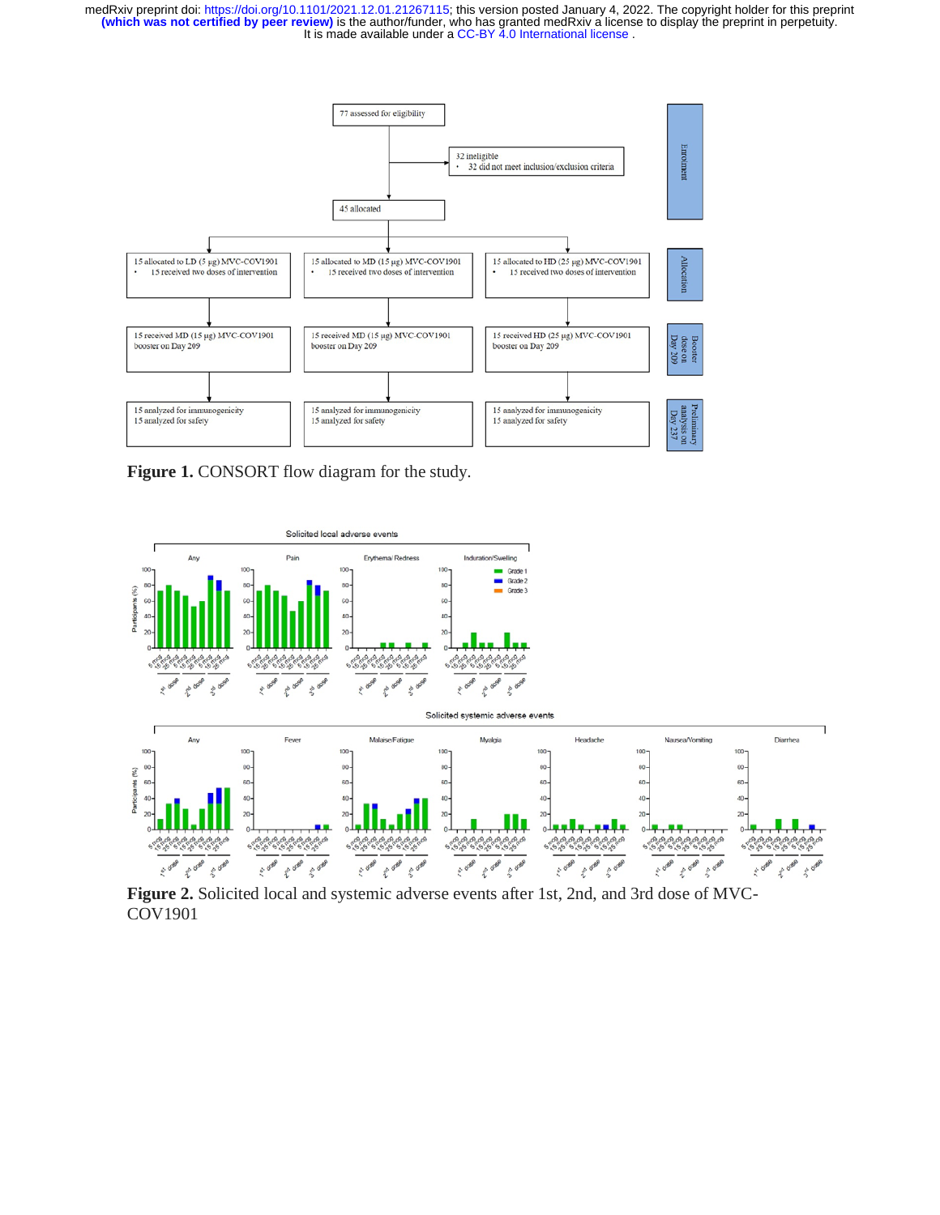77 assessed for eligibility

32 ineligible
- 32 did not meet inclusion/exclusion criteria

45 allocated

| | | | |
|---|---|---|---|
| 15 allocated to LD (5 μg) MVC-COV1901 • 15 received two doses of intervention | 15 allocated to MD (15 μg) MVC-COV1901 • 15 received two doses of intervention | 15 allocated to HD (25 μg) MVC-COV1901 • 15 received two doses of intervention | Allocation |
| 15 received MD (15 μg) MVC-COV1901 booster on Day 209 | 15 received MD (15 μg) MVC-COV1901 booster on Day 209 | 15 received HD (25 μg) MVC-COV1901 booster on Day 209 | Booster dose on Day 209 |
| 15 analyzed for immunogenicity; 15 analyzed for safety | 15 analyzed for immunogenicity; 15 analyzed for safety | 15 analyzed for immunogenicity; 15 analyzed for safety | Preliminary analysis on Day 237 |

**Figure 1.** CONSORT flow diagram for the study.

**Figure 2.** Solicited local and systemic adverse events after 1st, 2nd, and 3rd dose of MVC-COV1901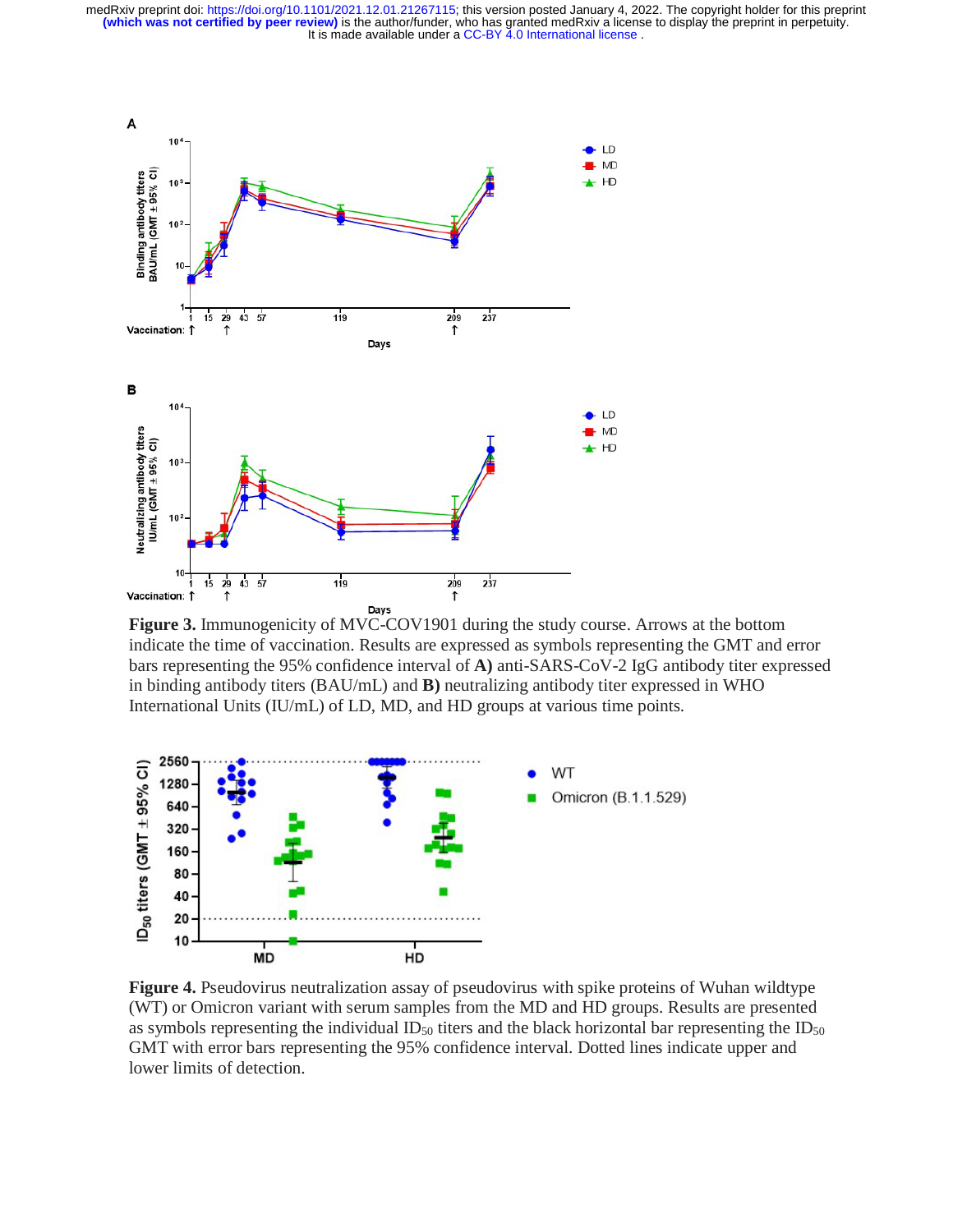**Figure 3.** Immunogenicity of MVC-COV1901 during the study course. Arrows at the bottom indicate the time of vaccination. Results are expressed as symbols representing the GMT and error bars representing the 95% confidence interval of **A)** anti-SARS-CoV-2 IgG antibody titer expressed in binding antibody titers (BAU/mL) and **B)** neutralizing antibody titer expressed in WHO International Units (IU/mL) of LD, MD, and HD groups at various time points.

**Figure 4.** Pseudovirus neutralization assay of pseudovirus with spike proteins of Wuhan wildtype (WT) or Omicron variant with serum samples from the MD and HD groups. Results are presented as symbols representing the individual $ID_{50}$ titers and the black horizontal bar representing the $ID_{50}$ GMT with error bars representing the 95% confidence interval. Dotted lines indicate upper and lower limits of detection.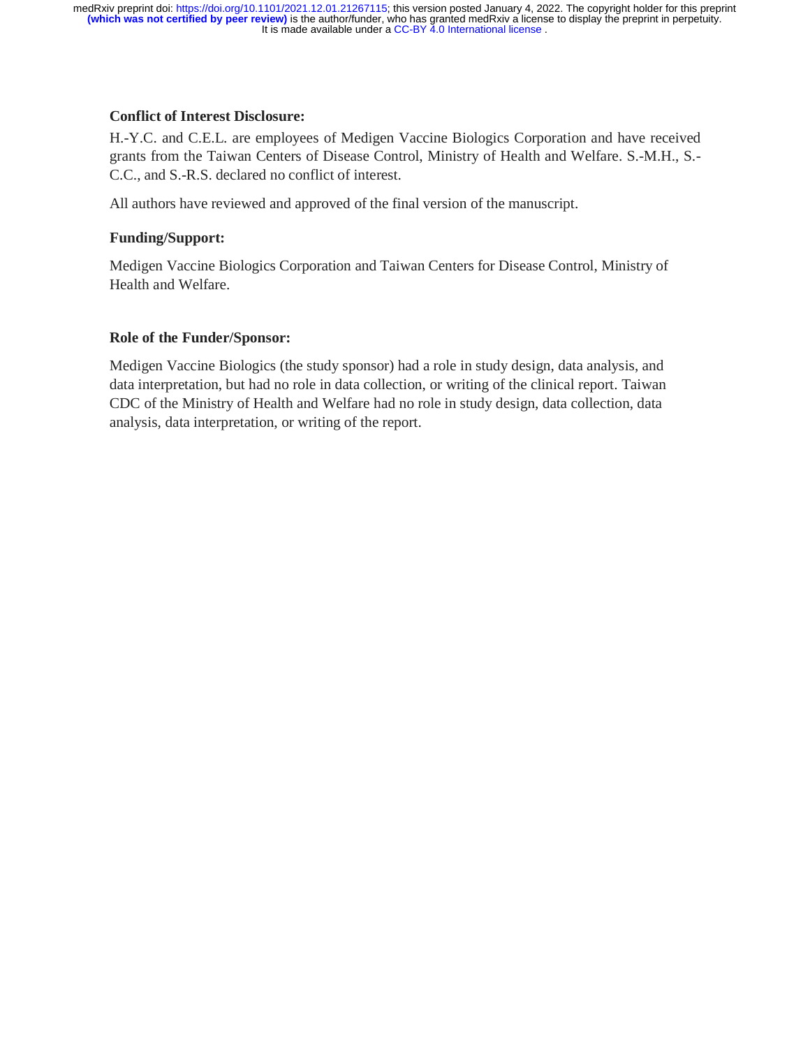**Conflict of Interest Disclosure:**

H.-Y.C. and C.E.L. are employees of Medigen Vaccine Biologics Corporation and have received grants from the Taiwan Centers of Disease Control, Ministry of Health and Welfare. S.-M.H., S.-C.C., and S.-R.S. declared no conflict of interest.

All authors have reviewed and approved of the final version of the manuscript.

**Funding/Support:**

Medigen Vaccine Biologics Corporation and Taiwan Centers for Disease Control, Ministry of Health and Welfare.

**Role of the Funder/Sponsor:**

Medigen Vaccine Biologics (the study sponsor) had a role in study design, data analysis, and data interpretation, but had no role in data collection, or writing of the clinical report. Taiwan CDC of the Ministry of Health and Welfare had no role in study design, data collection, data analysis, data interpretation, or writing of the report.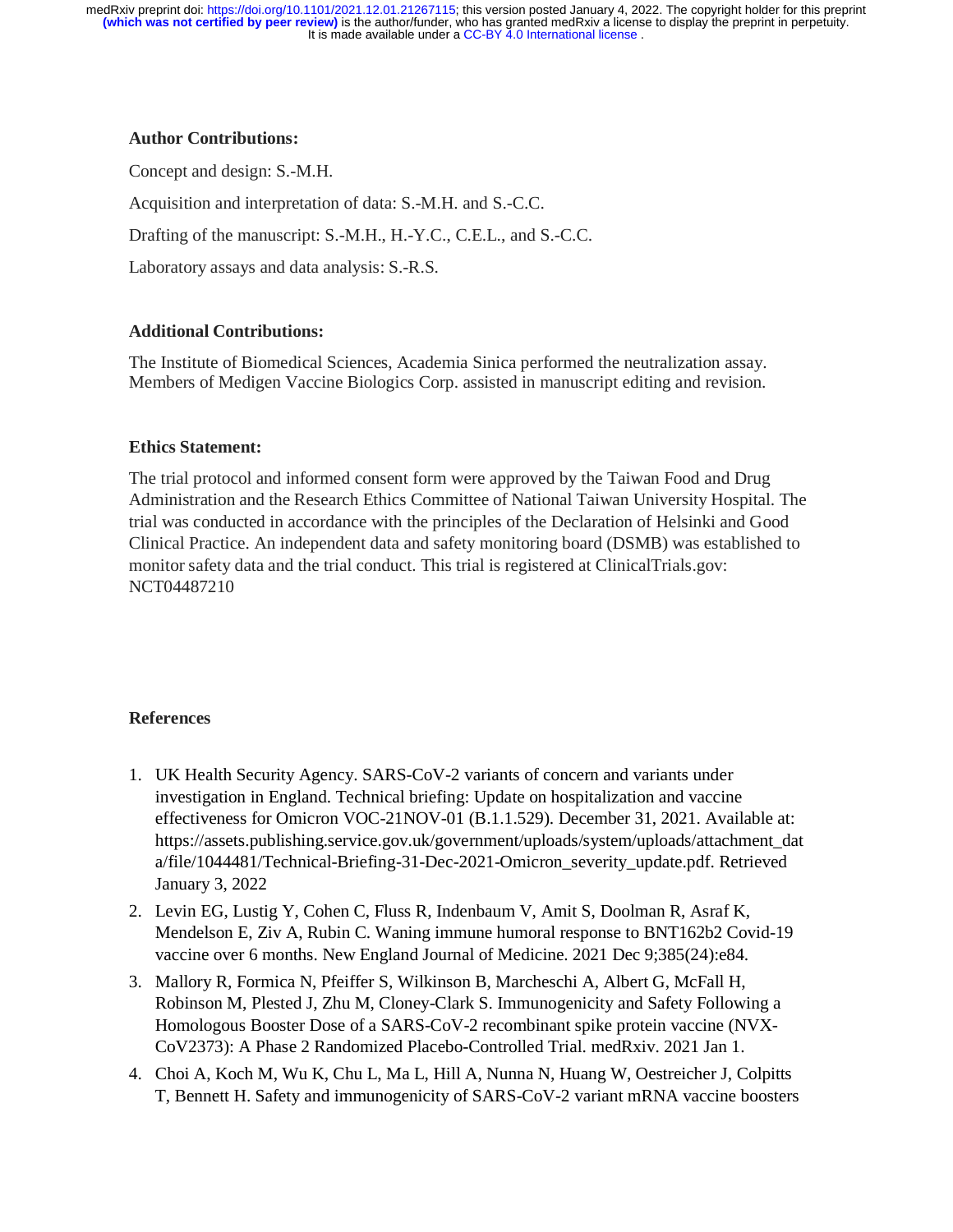**Author Contributions:**

Concept and design: S.-M.H.

Acquisition and interpretation of data: S.-M.H. and S.-C.C.

Drafting of the manuscript: S.-M.H., H.-Y.C., C.E.L., and S.-C.C.

Laboratory assays and data analysis: S.-R.S.

**Additional Contributions:**

The Institute of Biomedical Sciences, Academia Sinica performed the neutralization assay. Members of Medigen Vaccine Biologics Corp. assisted in manuscript editing and revision.

**Ethics Statement:**

The trial protocol and informed consent form were approved by the Taiwan Food and Drug Administration and the Research Ethics Committee of National Taiwan University Hospital. The trial was conducted in accordance with the principles of the Declaration of Helsinki and Good Clinical Practice. An independent data and safety monitoring board (DSMB) was established to monitor safety data and the trial conduct. This trial is registered at ClinicalTrials.gov: NCT04487210

**References**

1. UK Health Security Agency. SARS-CoV-2 variants of concern and variants under investigation in England. Technical briefing: Update on hospitalization and vaccine effectiveness for Omicron VOC-21NOV-01 (B.1.1.529). December 31, 2021. Available at: https://assets.publishing.service.gov.uk/government/uploads/system/uploads/attachment_data/file/1044481/Technical-Briefing-31-Dec-2021-Omicron_severity_update.pdf. Retrieved January 3, 2022
2. Levin EG, Lustig Y, Cohen C, Fluss R, Indenbaum V, Amit S, Doolman R, Asraf K, Mendelson E, Ziv A, Rubin C. Waning immune humoral response to BNT162b2 Covid-19 vaccine over 6 months. New England Journal of Medicine. 2021 Dec 9;385(24):e84.
3. Mallory R, Formica N, Pfeiffer S, Wilkinson B, Marcheschi A, Albert G, McFall H, Robinson M, Plested J, Zhu M, Cloney-Clark S. Immunogenicity and Safety Following a Homologous Booster Dose of a SARS-CoV-2 recombinant spike protein vaccine (NVX-CoV2373): A Phase 2 Randomized Placebo-Controlled Trial. medRxiv. 2021 Jan 1.
4. Choi A, Koch M, Wu K, Chu L, Ma L, Hill A, Nunna N, Huang W, Oestreicher J, Colpitts T, Bennett H. Safety and immunogenicity of SARS-CoV-2 variant mRNA vaccine boosters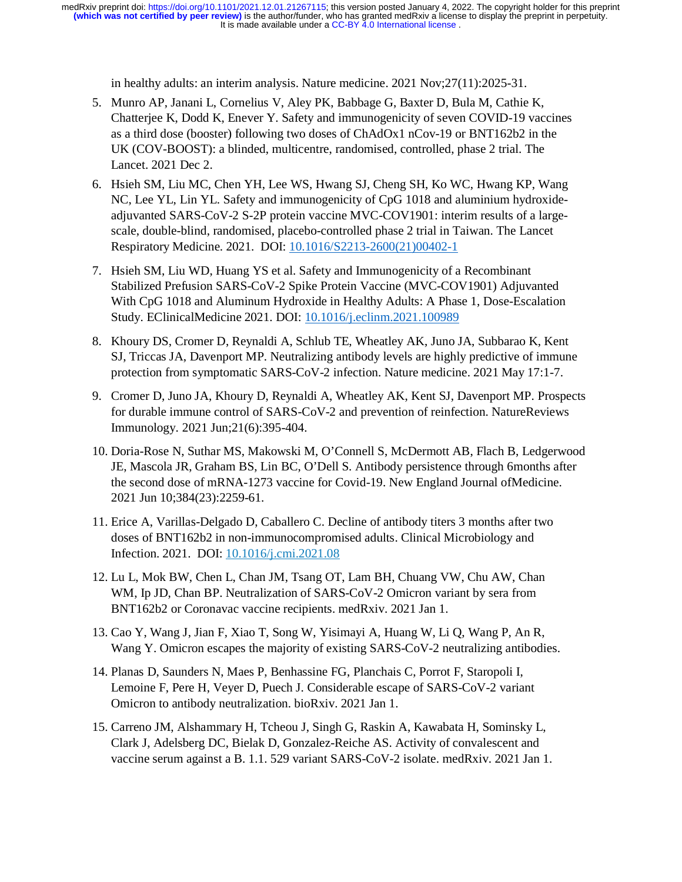in healthy adults: an interim analysis. Nature medicine. 2021 Nov;27(11):2025-31.

5. Munro AP, Janani L, Cornelius V, Aley PK, Babbage G, Baxter D, Bula M, Cathie K, Chatterjee K, Dodd K, Enever Y. Safety and immunogenicity of seven COVID-19 vaccines as a third dose (booster) following two doses of ChAdOx1 nCov-19 or BNT162b2 in the UK (COV-BOOST): a blinded, multicentre, randomised, controlled, phase 2 trial. The Lancet. 2021 Dec 2.
6. Hsieh SM, Liu MC, Chen YH, Lee WS, Hwang SJ, Cheng SH, Ko WC, Hwang KP, Wang NC, Lee YL, Lin YL. Safety and immunogenicity of CpG 1018 and aluminium hydroxide-adjuvanted SARS-CoV-2 S-2P protein vaccine MVC-COV1901: interim results of a large-scale, double-blind, randomised, placebo-controlled phase 2 trial in Taiwan. The Lancet Respiratory Medicine. 2021. DOI: 10.1016/S2213-2600(21)00402-1
7. Hsieh SM, Liu WD, Huang YS et al. Safety and Immunogenicity of a Recombinant Stabilized Prefusion SARS-CoV-2 Spike Protein Vaccine (MVC-COV1901) Adjuvanted With CpG 1018 and Aluminum Hydroxide in Healthy Adults: A Phase 1, Dose-Escalation Study. EClinicalMedicine 2021. DOI: 10.1016/j.eclinm.2021.100989
8. Khoury DS, Cromer D, Reynaldi A, Schlub TE, Wheatley AK, Juno JA, Subbarao K, Kent SJ, Triccas JA, Davenport MP. Neutralizing antibody levels are highly predictive of immune protection from symptomatic SARS-CoV-2 infection. Nature medicine. 2021 May 17:1-7.
9. Cromer D, Juno JA, Khoury D, Reynaldi A, Wheatley AK, Kent SJ, Davenport MP. Prospects for durable immune control of SARS-CoV-2 and prevention of reinfection. NatureReviews Immunology. 2021 Jun;21(6):395-404.
10. Doria-Rose N, Suthar MS, Makowski M, O'Connell S, McDermott AB, Flach B, Ledgerwood JE, Mascola JR, Graham BS, Lin BC, O'Dell S. Antibody persistence through 6months after the second dose of mRNA-1273 vaccine for Covid-19. New England Journal ofMedicine. 2021 Jun 10;384(23):2259-61.
11. Erice A, Varillas-Delgado D, Caballero C. Decline of antibody titers 3 months after two doses of BNT162b2 in non-immunocompromised adults. Clinical Microbiology and Infection. 2021. DOI: 10.1016/j.cmi.2021.08
12. Lu L, Mok BW, Chen L, Chan JM, Tsang OT, Lam BH, Chuang VW, Chu AW, Chan WM, Ip JD, Chan BP. Neutralization of SARS-CoV-2 Omicron variant by sera from BNT162b2 or Coronavac vaccine recipients. medRxiv. 2021 Jan 1.
13. Cao Y, Wang J, Jian F, Xiao T, Song W, Yisimayi A, Huang W, Li Q, Wang P, An R, Wang Y. Omicron escapes the majority of existing SARS-CoV-2 neutralizing antibodies.
14. Planas D, Saunders N, Maes P, Benhassine FG, Planchais C, Porrot F, Staropoli I, Lemoine F, Pere H, Veyer D, Puech J. Considerable escape of SARS-CoV-2 variant Omicron to antibody neutralization. bioRxiv. 2021 Jan 1.
15. Carreno JM, Alshammary H, Tcheou J, Singh G, Raskin A, Kawabata H, Sominsky L, Clark J, Adelsberg DC, Bielak D, Gonzalez-Reiche AS. Activity of convalescent and vaccine serum against a B. 1.1. 529 variant SARS-CoV-2 isolate. medRxiv. 2021 Jan 1.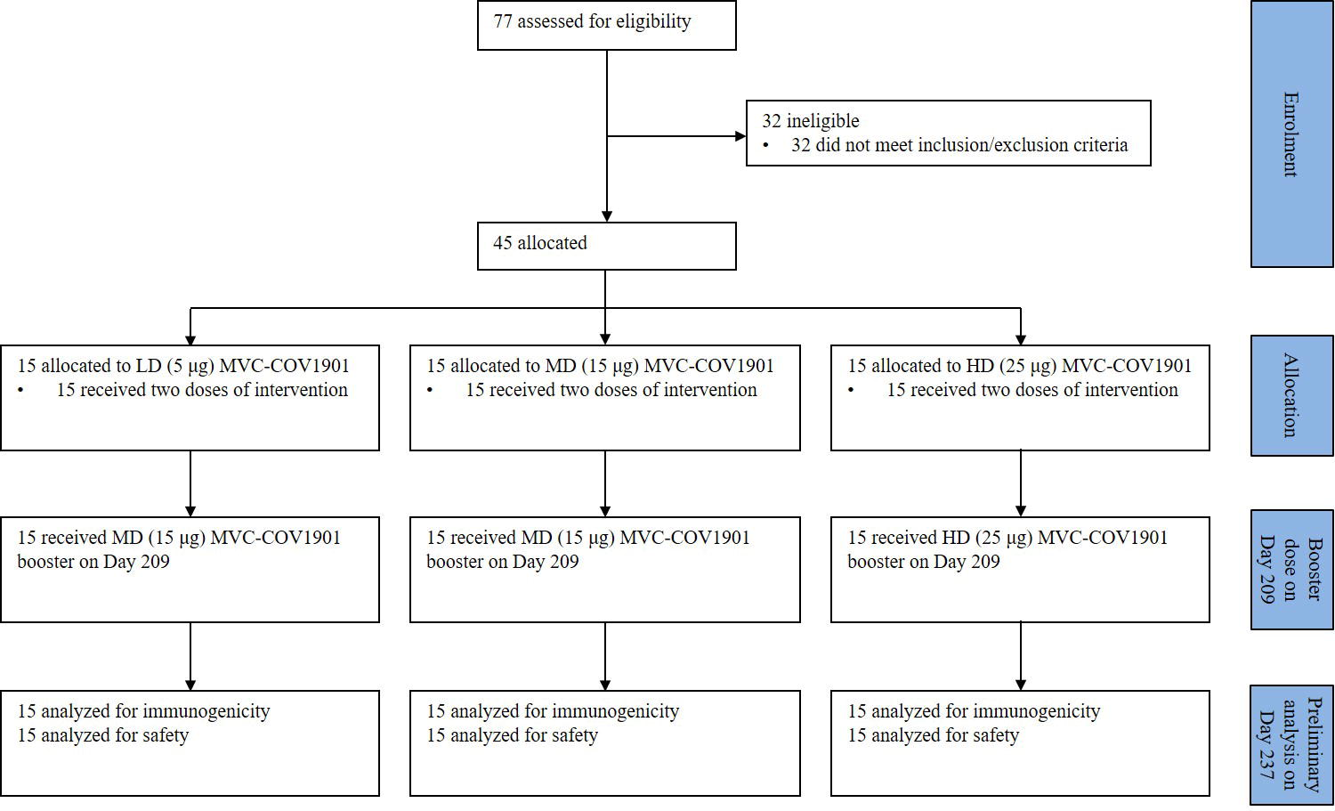77 assessed for eligibility

32 ineligible
- 32 did not meet inclusion/exclusion criteria

45 allocated

| | | | |
|---|---|---|---|
| **Allocation** | 15 allocated to LD (5 μg) MVC-COV1901<br>• 15 received two doses of intervention | 15 allocated to MD (15 μg) MVC-COV1901<br>• 15 received two doses of intervention | 15 allocated to HD (25 μg) MVC-COV1901<br>• 15 received two doses of intervention |
| **Booster dose on Day 209** | 15 received MD (15 μg) MVC-COV1901 booster on Day 209 | 15 received MD (15 μg) MVC-COV1901 booster on Day 209 | 15 received HD (25 μg) MVC-COV1901 booster on Day 209 |
| **Preliminary analysis on Day 237** | 15 analyzed for immunogenicity<br>15 analyzed for safety | 15 analyzed for immunogenicity<br>15 analyzed for safety | 15 analyzed for immunogenicity<br>15 analyzed for safety |

Enrolment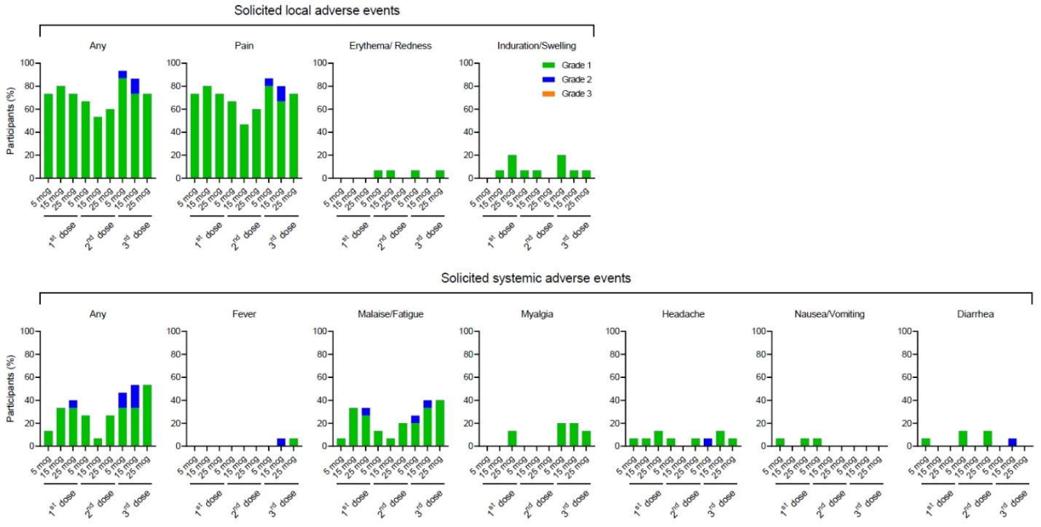Solicited local adverse events

Any | Pain | Erythema/ Redness | Induration/Swelling

Solicited systemic adverse events

Any | Fever | Malaise/Fatigue | Myalgia | Headache | Nausea/Vomiting | Diarrhea

Legend: Grade 1, Grade 2, Grade 3

Y-axis: Participants (%)

X-axis groups: 5 mcg, 15 mcg, 25 mcg for each of 1st dose, 2nd dose, 3rd dose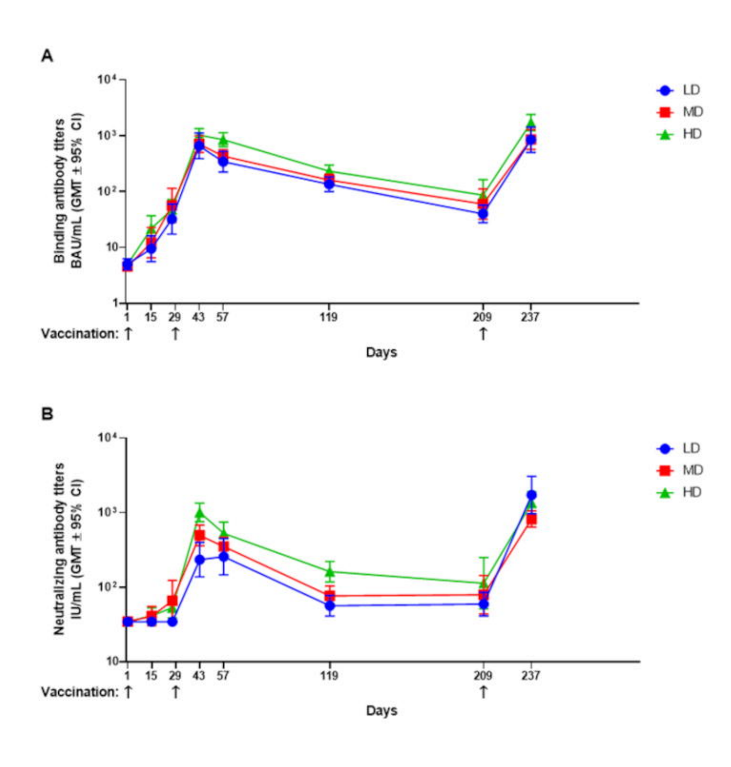**A**

Binding antibody titers BAU/mL (GMT ± 95% CI)

LD, MD, HD

Vaccination: ↑ (Day 1), ↑ (Day 29), ↑ (Day 209)

Days: 1, 15, 29, 43, 57, 119, 209, 237

**B**

Neutralizing antibody titers IU/mL (GMT ± 95% CI)

LD, MD, HD

Vaccination: ↑ (Day 1), ↑ (Day 29), ↑ (Day 209)

Days: 1, 15, 29, 43, 57, 119, 209, 237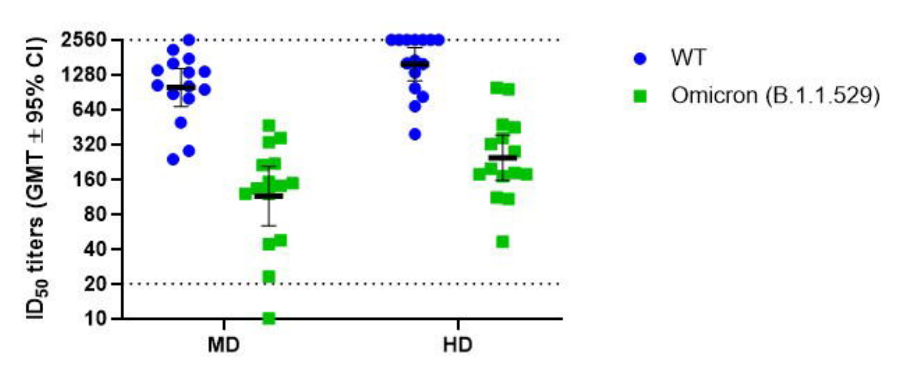$ID_{50}$ titers (GMT ± 95% CI)

2560

1280

640

320

160

80

40

20

10

MD

HD

WT

Omicron (B.1.1.529)